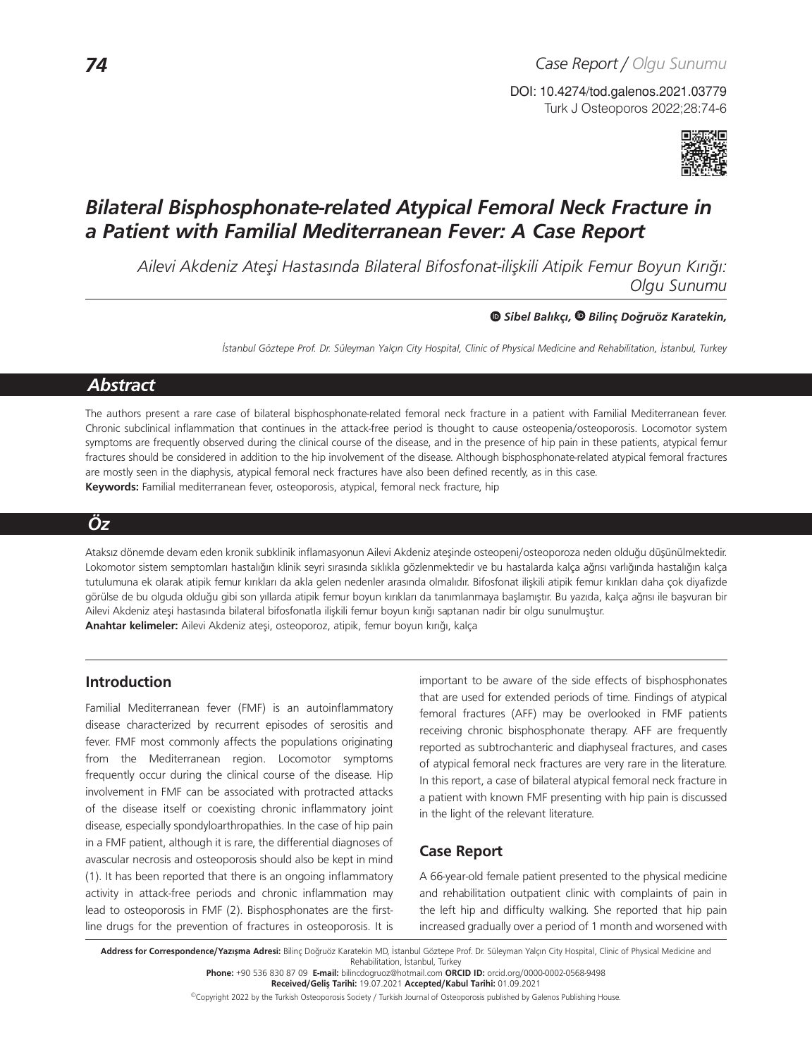Case Report / Olgu Sunumu

DOI: 10.4274/tod.galenos.2021.03779

# Bilateral Bisphosphonate-related Atypical Femoral Neck Fracture in a Patient with Familial Mediterranean Fever: A Case Report

*Ailevi Akdeniz Ateşi Hastasında Bilateral Bifosfonat-ilişkili Atipik Femur Boyun Kırığı: Olgu Sunumu*

**Sibel Balıkçı, Bilinç Doğruöz Karatekin,**

*İstanbul Göztepe Prof. Dr. Süleyman Yalçın City Hospital, Clinic of Physical Medicine and Rehabilitation, İstanbul, Turkey*

## Abstract

The authors present a rare case of bilateral bisphosphonate-related femoral neck fracture in a patient with Familial Mediterranean fever. Chronic subclinical inflammation that continues in the attack-free period is thought to cause osteopenia/osteoporosis. Locomotor system symptoms are frequently observed during the clinical course of the disease, and in the presence of hip pain in these patients, atypical femur fractures should be considered in addition to the hip involvement of the disease. Although bisphosphonate-related atypical femoral fractures are mostly seen in the diaphysis, atypical femoral neck fractures have also been defined recently, as in this case.

**Keywords:** Familial mediterranean fever, osteoporosis, atypical, femoral neck fracture, hip

## Öz

Ataksız dönemde devam eden kronik subklinik inflamasyonun Ailevi Akdeniz ateşinde osteopeni/osteoporoza neden olduğu düşünülmektedir. Lokomotor sistem semptomları hastalığın klinik seyri sırasında sıklıkla gözlenmektedir ve bu hastalarda kalça ağrısı varlığında hastalığın kalça tutulumuna ek olarak atipik femur kırıkları da akla gelen nedenler arasında olmalıdır. Bifosfonat ilişkili atipik femur kırıkları daha çok diyafizde görülse de bu olguda olduğu gibi son yıllarda atipik femur boyun kırıkları da tanımlanmaya başlamıştır. Bu yazıda, kalça ağrısı ile başvuran bir Ailevi Akdeniz ateşi hastasında bilateral bifosfonatla ilişkili femur boyun kırığı saptanan nadir bir olgu sunulmuştur.

**Anahtar kelimeler:** Ailevi Akdeniz ateşi, osteoporoz, atipik, femur boyun kırığı, kalça

## Introduction

Familial Mediterranean fever (FMF) is an autoinflammatory disease characterized by recurrent episodes of serositis and fever. FMF most commonly affects the populations originating from the Mediterranean region. Locomotor symptoms frequently occur during the clinical course of the disease. Hip involvement in FMF can be associated with protracted attacks of the disease itself or coexisting chronic inflammatory joint disease, especially spondyloarthropathies. In the case of hip pain in a FMF patient, although it is rare, the differential diagnoses of avascular necrosis and osteoporosis should also be kept in mind (1). It has been reported that there is an ongoing inflammatory activity in attack-free periods and chronic inflammation may lead to osteoporosis in FMF (2). Bisphosphonates are the first-line drugs for the prevention of fractures in osteoporosis. It is important to be aware of the side effects of bisphosphonates that are used for extended periods of time. Findings of atypical femoral fractures (AFF) may be overlooked in FMF patients receiving chronic bisphosphonate therapy. AFF are frequently reported as subtrochanteric and diaphyseal fractures, and cases of atypical femoral neck fractures are very rare in the literature. In this report, a case of bilateral atypical femoral neck fracture in a patient with known FMF presenting with hip pain is discussed in the light of the relevant literature.

## Case Report

A 66-year-old female patient presented to the physical medicine and rehabilitation outpatient clinic with complaints of pain in the left hip and difficulty walking. She reported that hip pain increased gradually over a period of 1 month and worsened with

**Address for Correspondence/Yazışma Adresi:** Bilinç Doğruöz Karatekin MD, İstanbul Göztepe Prof. Dr. Süleyman Yalçın City Hospital, Clinic of Physical Medicine and Rehabilitation, İstanbul, Turkey

**Phone:** +90 536 830 87 09 **E-mail:** bilincdogruoz@hotmail.com **ORCID ID:** orcid.org/0000-0002-0568-9498

**Received/Geliş Tarihi:** 19.07.2021 **Accepted/Kabul Tarihi:** 01.09.2021

©Copyright 2022 by the Turkish Osteoporosis Society / Turkish Journal of Osteoporosis published by Galenos Publishing House.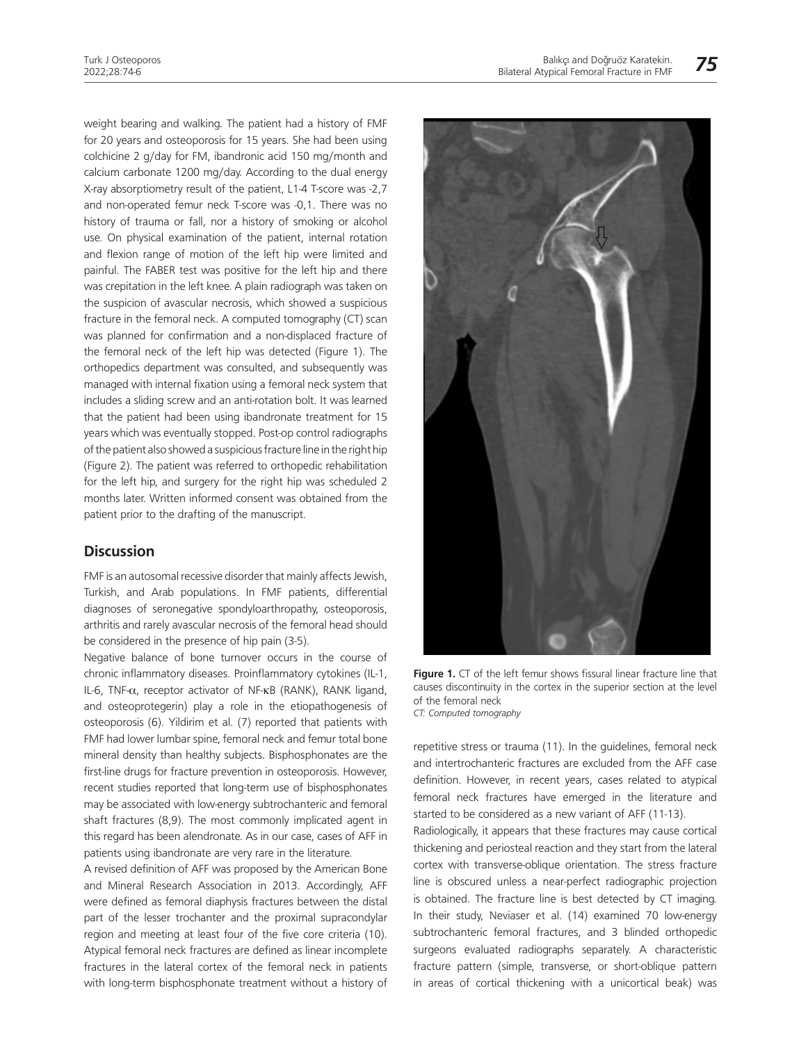weight bearing and walking. The patient had a history of FMF for 20 years and osteoporosis for 15 years. She had been using colchicine 2 g/day for FM, ibandronic acid 150 mg/month and calcium carbonate 1200 mg/day. According to the dual energy X-ray absorptiometry result of the patient, L1-4 T-score was -2,7 and non-operated femur neck T-score was -0,1. There was no history of trauma or fall, nor a history of smoking or alcohol use. On physical examination of the patient, internal rotation and flexion range of motion of the left hip were limited and painful. The FABER test was positive for the left hip and there was crepitation in the left knee. A plain radiograph was taken on the suspicion of avascular necrosis, which showed a suspicious fracture in the femoral neck. A computed tomography (CT) scan was planned for confirmation and a non-displaced fracture of the femoral neck of the left hip was detected (Figure 1). The orthopedics department was consulted, and subsequently was managed with internal fixation using a femoral neck system that includes a sliding screw and an anti-rotation bolt. It was learned that the patient had been using ibandronate treatment for 15 years which was eventually stopped. Post-op control radiographs of the patient also showed a suspicious fracture line in the right hip (Figure 2). The patient was referred to orthopedic rehabilitation for the left hip, and surgery for the right hip was scheduled 2 months later. Written informed consent was obtained from the patient prior to the drafting of the manuscript.

## Discussion

FMF is an autosomal recessive disorder that mainly affects Jewish, Turkish, and Arab populations. In FMF patients, differential diagnoses of seronegative spondyloarthropathy, osteoporosis, arthritis and rarely avascular necrosis of the femoral head should be considered in the presence of hip pain (3-5).

Negative balance of bone turnover occurs in the course of chronic inflammatory diseases. Proinflammatory cytokines (IL-1, IL-6, TNF-$\alpha$, receptor activator of NF-$\kappa$B (RANK), RANK ligand, and osteoprotegerin) play a role in the etiopathogenesis of osteoporosis (6). Yildirim et al. (7) reported that patients with FMF had lower lumbar spine, femoral neck and femur total bone mineral density than healthy subjects. Bisphosphonates are the first-line drugs for fracture prevention in osteoporosis. However, recent studies reported that long-term use of bisphosphonates may be associated with low-energy subtrochanteric and femoral shaft fractures (8,9). The most commonly implicated agent in this regard has been alendronate. As in our case, cases of AFF in patients using ibandronate are very rare in the literature.

A revised definition of AFF was proposed by the American Bone and Mineral Research Association in 2013. Accordingly, AFF were defined as femoral diaphysis fractures between the distal part of the lesser trochanter and the proximal supracondylar region and meeting at least four of the five core criteria (10). Atypical femoral neck fractures are defined as linear incomplete fractures in the lateral cortex of the femoral neck in patients with long-term bisphosphonate treatment without a history of repetitive stress or trauma (11). In the guidelines, femoral neck and intertrochanteric fractures are excluded from the AFF case definition. However, in recent years, cases related to atypical femoral neck fractures have emerged in the literature and started to be considered as a new variant of AFF (11-13).

**Figure 1.** CT of the left femur shows fissural linear fracture line that causes discontinuity in the cortex in the superior section at the level of the femoral neck
*CT: Computed tomography*

Radiologically, it appears that these fractures may cause cortical thickening and periosteal reaction and they start from the lateral cortex with transverse-oblique orientation. The stress fracture line is obscured unless a near-perfect radiographic projection is obtained. The fracture line is best detected by CT imaging. In their study, Neviaser et al. (14) examined 70 low-energy subtrochanteric femoral fractures, and 3 blinded orthopedic surgeons evaluated radiographs separately. A characteristic fracture pattern (simple, transverse, or short-oblique pattern in areas of cortical thickening with a unicortical beak) was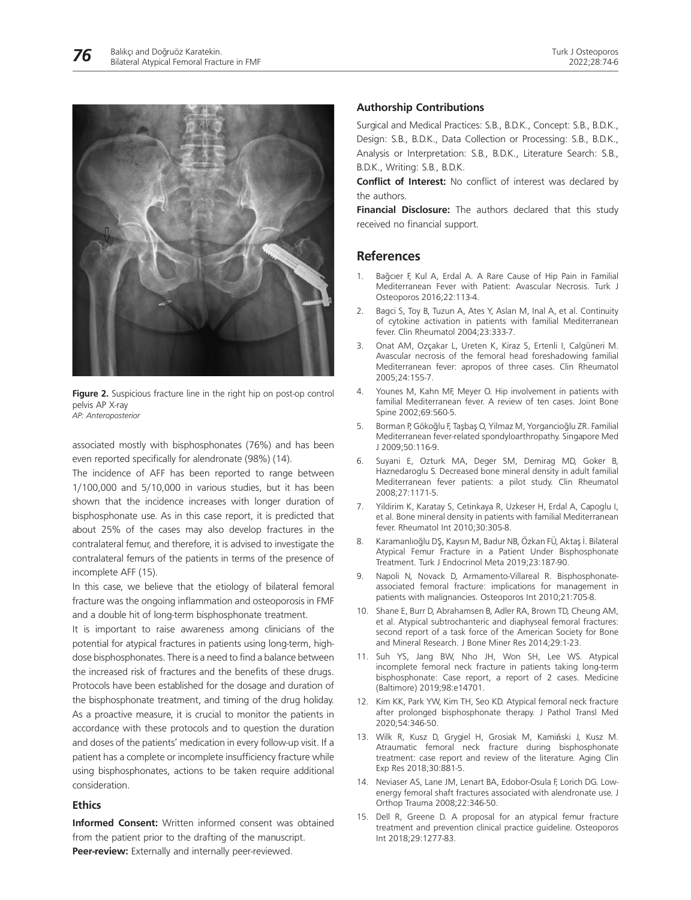**Figure 2.** Suspicious fracture line in the right hip on post-op control pelvis AP X-ray
*AP: Anteroposterior*

associated mostly with bisphosphonates (76%) and has been even reported specifically for alendronate (98%) (14).

The incidence of AFF has been reported to range between 1/100,000 and 5/10,000 in various studies, but it has been shown that the incidence increases with longer duration of bisphosphonate use. As in this case report, it is predicted that about 25% of the cases may also develop fractures in the contralateral femur, and therefore, it is advised to investigate the contralateral femurs of the patients in terms of the presence of incomplete AFF (15).

In this case, we believe that the etiology of bilateral femoral fracture was the ongoing inflammation and osteoporosis in FMF and a double hit of long-term bisphosphonate treatment.

It is important to raise awareness among clinicians of the potential for atypical fractures in patients using long-term, high-dose bisphosphonates. There is a need to find a balance between the increased risk of fractures and the benefits of these drugs. Protocols have been established for the dosage and duration of the bisphosphonate treatment, and timing of the drug holiday. As a proactive measure, it is crucial to monitor the patients in accordance with these protocols and to question the duration and doses of the patients' medication in every follow-up visit. If a patient has a complete or incomplete insufficiency fracture while using bisphosphonates, actions to be taken require additional consideration.

### Ethics

**Informed Consent:** Written informed consent was obtained from the patient prior to the drafting of the manuscript.

**Peer-review:** Externally and internally peer-reviewed.

### Authorship Contributions

Surgical and Medical Practices: S.B., B.D.K., Concept: S.B., B.D.K., Design: S.B., B.D.K., Data Collection or Processing: S.B., B.D.K., Analysis or Interpretation: S.B., B.D.K., Literature Search: S.B., B.D.K., Writing: S.B., B.D.K.

**Conflict of Interest:** No conflict of interest was declared by the authors.

**Financial Disclosure:** The authors declared that this study received no financial support.

## References

1. Bağcıer F, Kul A, Erdal A. A Rare Cause of Hip Pain in Familial Mediterranean Fever with Patient: Avascular Necrosis. Turk J Osteoporos 2016;22:113-4.
2. Bagci S, Toy B, Tuzun A, Ates Y, Aslan M, Inal A, et al. Continuity of cytokine activation in patients with familial Mediterranean fever. Clin Rheumatol 2004;23:333-7.
3. Onat AM, Ozçakar L, Ureten K, Kiraz S, Ertenli I, Calgüneri M. Avascular necrosis of the femoral head foreshadowing familial Mediterranean fever: apropos of three cases. Clin Rheumatol 2005;24:155-7.
4. Younes M, Kahn MF, Meyer O. Hip involvement in patients with familial Mediterranean fever. A review of ten cases. Joint Bone Spine 2002;69:560-5.
5. Borman P, Gökoğlu F, Taşbaş O, Yilmaz M, Yorgancioğlu ZR. Familial Mediterranean fever-related spondyloarthropathy. Singapore Med J 2009;50:116-9.
6. Suyani E, Ozturk MA, Deger SM, Demirag MD, Goker B, Haznedaroglu S. Decreased bone mineral density in adult familial Mediterranean fever patients: a pilot study. Clin Rheumatol 2008;27:1171-5.
7. Yildirim K, Karatay S, Cetinkaya R, Uzkeser H, Erdal A, Capoglu I, et al. Bone mineral density in patients with familial Mediterranean fever. Rheumatol Int 2010;30:305-8.
8. Karamanlıoğlu DŞ, Kaysın M, Badur NB, Özkan FÜ, Aktaş İ. Bilateral Atypical Femur Fracture in a Patient Under Bisphosphonate Treatment. Turk J Endocrinol Meta 2019;23:187-90.
9. Napoli N, Novack D, Armamento-Villareal R. Bisphosphonate-associated femoral fracture: implications for management in patients with malignancies. Osteoporos Int 2010;21:705-8.
10. Shane E, Burr D, Abrahamsen B, Adler RA, Brown TD, Cheung AM, et al. Atypical subtrochanteric and diaphyseal femoral fractures: second report of a task force of the American Society for Bone and Mineral Research. J Bone Miner Res 2014;29:1-23.
11. Suh YS, Jang BW, Nho JH, Won SH, Lee WS. Atypical incomplete femoral neck fracture in patients taking long-term bisphosphonate: Case report, a report of 2 cases. Medicine (Baltimore) 2019;98:e14701.
12. Kim KK, Park YW, Kim TH, Seo KD. Atypical femoral neck fracture after prolonged bisphosphonate therapy. J Pathol Transl Med 2020;54:346-50.
13. Wilk R, Kusz D, Grygiel H, Grosiak M, Kamiński J, Kusz M. Atraumatic femoral neck fracture during bisphosphonate treatment: case report and review of the literature. Aging Clin Exp Res 2018;30:881-5.
14. Neviaser AS, Lane JM, Lenart BA, Edobor-Osula F, Lorich DG. Low-energy femoral shaft fractures associated with alendronate use. J Orthop Trauma 2008;22:346-50.
15. Dell R, Greene D. A proposal for an atypical femur fracture treatment and prevention clinical practice guideline. Osteoporos Int 2018;29:1277-83.